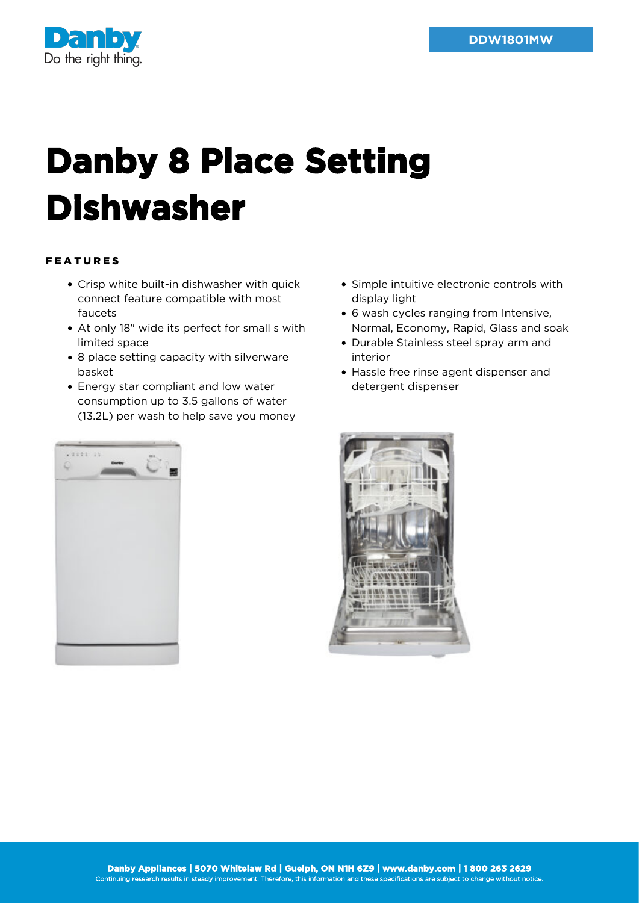DDW1801MW

# Danby 8 Place Setting Dishwasher

## FEATURES

- Crisp white built-in dishwasher with quick connect feature compatible with most faucets
- At only 18" wide its perfect for small s with limited space
- 8 place setting capacity with silverware basket
- Energy star compliant and low water consumption up to 3.5 gallons of water (13.2L) per wash to help save you money
- Simple intuitive electronic controls with display light
- 6 wash cycles ranging from Intensive, Normal, Economy, Rapid, Glass and soak
- Durable Stainless steel spray arm and interior
- Hassle free rinse agent dispenser and detergent dispenser

**Danby Appliances | 5070 Whitelaw Rd | Guelph, ON N1H 6Z9 | www.danby.com | 1 800 263 2629**
Continuing research results in steady improvement. Therefore, this information and these specifications are subject to change without notice.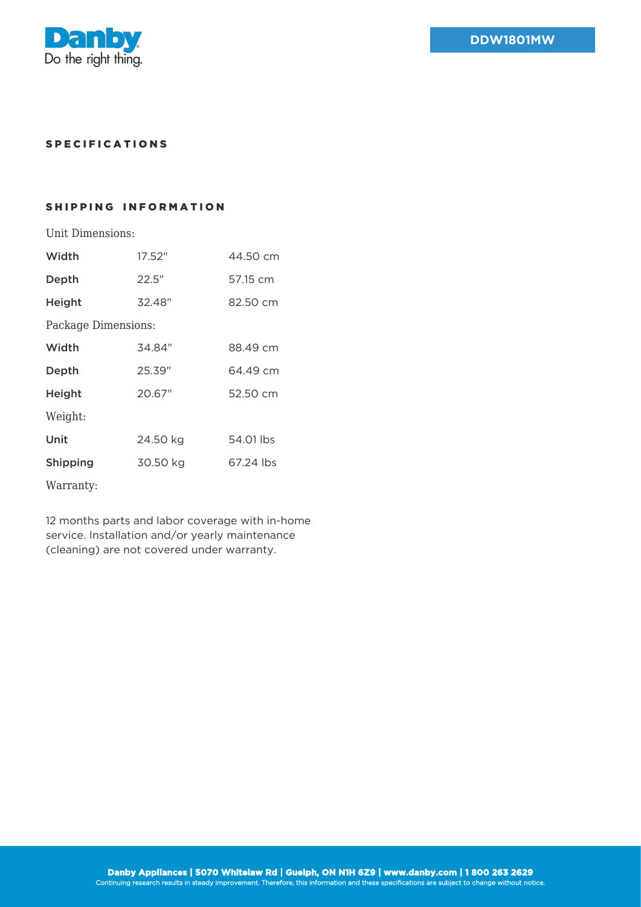DDW1801MW

## SPECIFICATIONS

### SHIPPING INFORMATION

| | | |
|---|---|---|
| Unit Dimensions: | | |
| **Width** | 17.52″ | 44.50 cm |
| **Depth** | 22.5″ | 57.15 cm |
| **Height** | 32.48″ | 82.50 cm |
| Package Dimensions: | | |
| **Width** | 34.84″ | 88.49 cm |
| **Depth** | 25.39″ | 64.49 cm |
| **Height** | 20.67″ | 52.50 cm |
| Weight: | | |
| **Unit** | 24.50 kg | 54.01 lbs |
| **Shipping** | 30.50 kg | 67.24 lbs |

Warranty:

12 months parts and labor coverage with in-home service. Installation and/or yearly maintenance (cleaning) are not covered under warranty.

**Danby Appliances | 5070 Whitelaw Rd | Guelph, ON N1H 6Z9 | www.danby.com | 1 800 263 2629**
Continuing research results in steady improvement. Therefore, this information and these specifications are subject to change without notice.